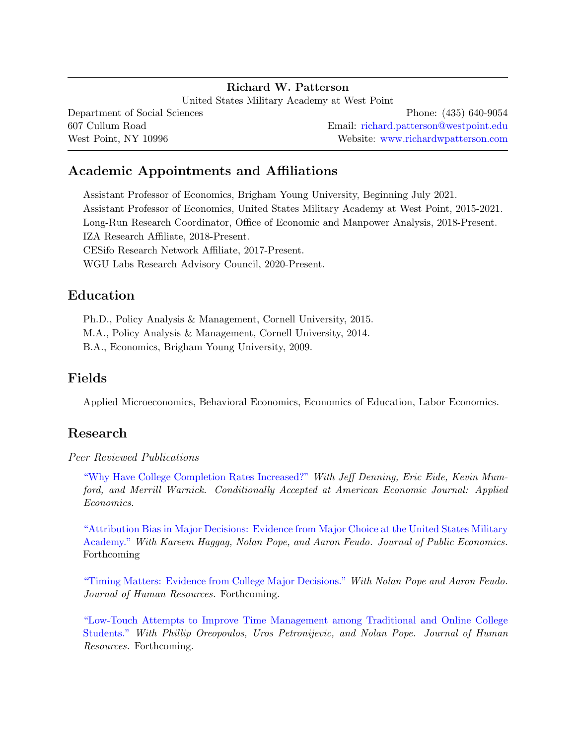**Richard W. Patterson**

United States Military Academy at West Point

Department of Social Sciences
607 Cullum Road
West Point, NY 10996

Phone: (435) 640-9054
Email: richard.patterson@westpoint.edu
Website: www.richardwpatterson.com

## Academic Appointments and Affiliations

Assistant Professor of Economics, Brigham Young University, Beginning July 2021.
Assistant Professor of Economics, United States Military Academy at West Point, 2015-2021.
Long-Run Research Coordinator, Office of Economic and Manpower Analysis, 2018-Present.
IZA Research Affiliate, 2018-Present.
CESifo Research Network Affiliate, 2017-Present.
WGU Labs Research Advisory Council, 2020-Present.

## Education

Ph.D., Policy Analysis & Management, Cornell University, 2015.
M.A., Policy Analysis & Management, Cornell University, 2014.
B.A., Economics, Brigham Young University, 2009.

## Fields

Applied Microeconomics, Behavioral Economics, Economics of Education, Labor Economics.

## Research

*Peer Reviewed Publications*

"Why Have College Completion Rates Increased?" *With Jeff Denning, Eric Eide, Kevin Mumford, and Merrill Warnick. Conditionally Accepted at American Economic Journal: Applied Economics.*

"Attribution Bias in Major Decisions: Evidence from Major Choice at the United States Military Academy." *With Kareem Haggag, Nolan Pope, and Aaron Feudo. Journal of Public Economics.* Forthcoming

"Timing Matters: Evidence from College Major Decisions." *With Nolan Pope and Aaron Feudo. Journal of Human Resources.* Forthcoming.

"Low-Touch Attempts to Improve Time Management among Traditional and Online College Students." *With Phillip Oreopoulos, Uros Petronijevic, and Nolan Pope. Journal of Human Resources.* Forthcoming.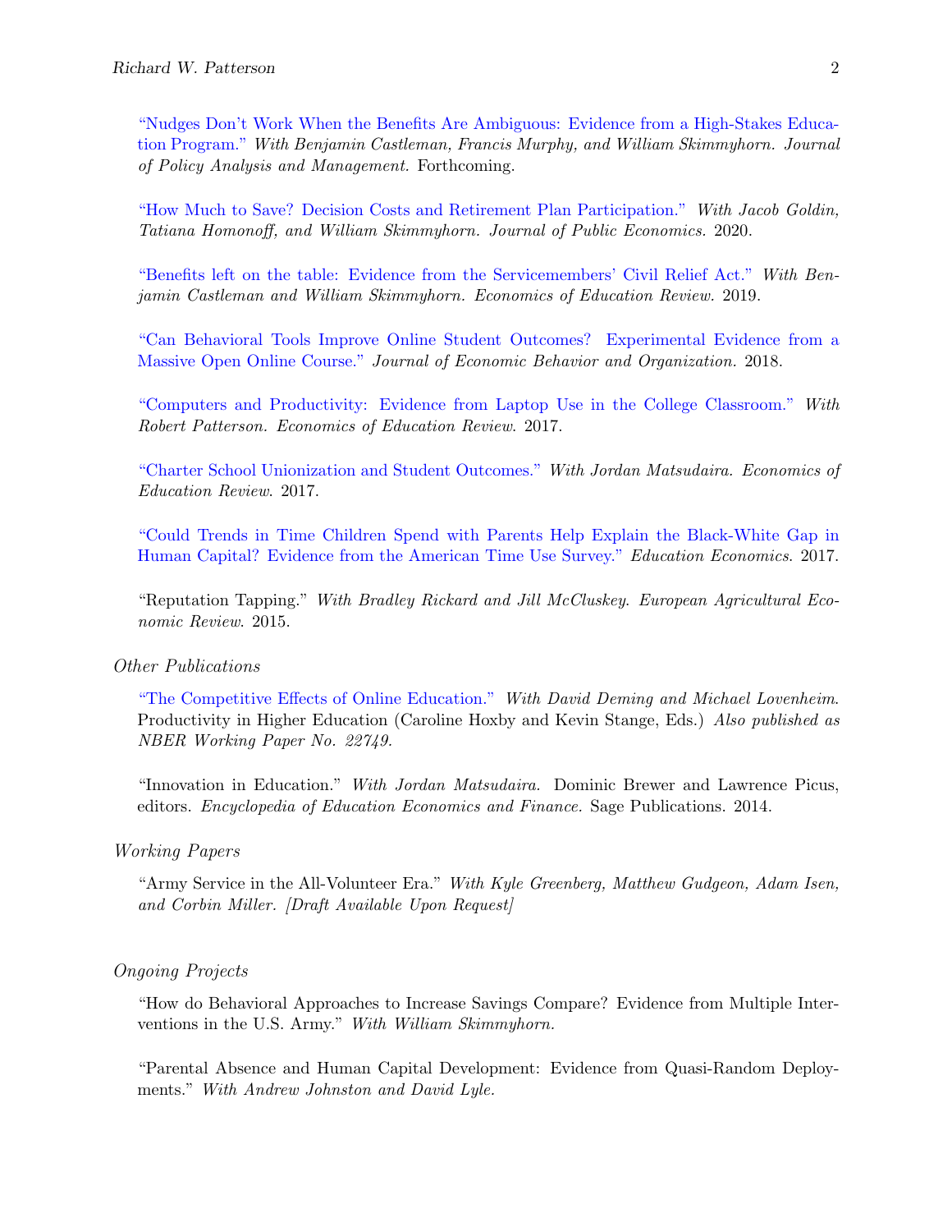"Nudges Don't Work When the Benefits Are Ambiguous: Evidence from a High-Stakes Education Program." *With Benjamin Castleman, Francis Murphy, and William Skimmyhorn. Journal of Policy Analysis and Management.* Forthcoming.

"How Much to Save? Decision Costs and Retirement Plan Participation." *With Jacob Goldin, Tatiana Homonoff, and William Skimmyhorn. Journal of Public Economics.* 2020.

"Benefits left on the table: Evidence from the Servicemembers' Civil Relief Act." *With Benjamin Castleman and William Skimmyhorn. Economics of Education Review.* 2019.

"Can Behavioral Tools Improve Online Student Outcomes? Experimental Evidence from a Massive Open Online Course." *Journal of Economic Behavior and Organization.* 2018.

"Computers and Productivity: Evidence from Laptop Use in the College Classroom." *With Robert Patterson. Economics of Education Review.* 2017.

"Charter School Unionization and Student Outcomes." *With Jordan Matsudaira. Economics of Education Review.* 2017.

"Could Trends in Time Children Spend with Parents Help Explain the Black-White Gap in Human Capital? Evidence from the American Time Use Survey." *Education Economics.* 2017.

"Reputation Tapping." *With Bradley Rickard and Jill McCluskey. European Agricultural Economic Review.* 2015.

### *Other Publications*

"The Competitive Effects of Online Education." *With David Deming and Michael Lovenheim.* Productivity in Higher Education (Caroline Hoxby and Kevin Stange, Eds.) *Also published as NBER Working Paper No. 22749.*

"Innovation in Education." *With Jordan Matsudaira.* Dominic Brewer and Lawrence Picus, editors. *Encyclopedia of Education Economics and Finance.* Sage Publications. 2014.

### *Working Papers*

"Army Service in the All-Volunteer Era." *With Kyle Greenberg, Matthew Gudgeon, Adam Isen, and Corbin Miller. [Draft Available Upon Request]*

### *Ongoing Projects*

"How do Behavioral Approaches to Increase Savings Compare? Evidence from Multiple Interventions in the U.S. Army." *With William Skimmyhorn.*

"Parental Absence and Human Capital Development: Evidence from Quasi-Random Deployments." *With Andrew Johnston and David Lyle.*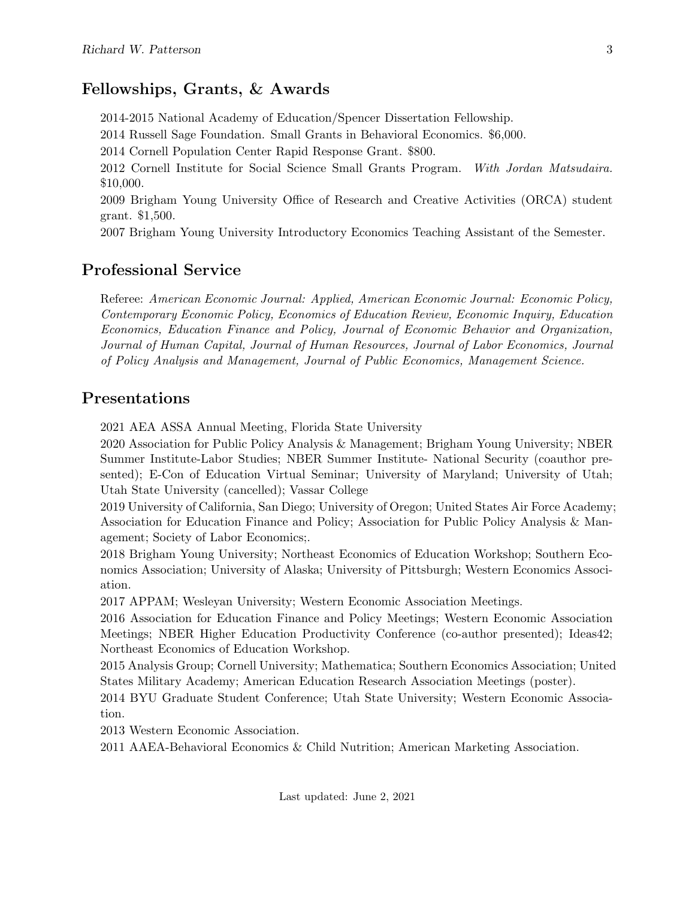## Fellowships, Grants, & Awards

2014-2015 National Academy of Education/Spencer Dissertation Fellowship.

2014 Russell Sage Foundation. Small Grants in Behavioral Economics. $6,000.

2014 Cornell Population Center Rapid Response Grant. $800.

2012 Cornell Institute for Social Science Small Grants Program. *With Jordan Matsudaira.* $10,000.

2009 Brigham Young University Office of Research and Creative Activities (ORCA) student grant. $1,500.

2007 Brigham Young University Introductory Economics Teaching Assistant of the Semester.

## Professional Service

Referee: *American Economic Journal: Applied, American Economic Journal: Economic Policy, Contemporary Economic Policy, Economics of Education Review, Economic Inquiry, Education Economics, Education Finance and Policy, Journal of Economic Behavior and Organization, Journal of Human Capital, Journal of Human Resources, Journal of Labor Economics, Journal of Policy Analysis and Management, Journal of Public Economics, Management Science.*

## Presentations

2021 AEA ASSA Annual Meeting, Florida State University

2020 Association for Public Policy Analysis & Management; Brigham Young University; NBER Summer Institute-Labor Studies; NBER Summer Institute- National Security (coauthor presented); E-Con of Education Virtual Seminar; University of Maryland; University of Utah; Utah State University (cancelled); Vassar College

2019 University of California, San Diego; University of Oregon; United States Air Force Academy; Association for Education Finance and Policy; Association for Public Policy Analysis & Management; Society of Labor Economics;.

2018 Brigham Young University; Northeast Economics of Education Workshop; Southern Economics Association; University of Alaska; University of Pittsburgh; Western Economics Association.

2017 APPAM; Wesleyan University; Western Economic Association Meetings.

2016 Association for Education Finance and Policy Meetings; Western Economic Association Meetings; NBER Higher Education Productivity Conference (co-author presented); Ideas42; Northeast Economics of Education Workshop.

2015 Analysis Group; Cornell University; Mathematica; Southern Economics Association; United States Military Academy; American Education Research Association Meetings (poster).

2014 BYU Graduate Student Conference; Utah State University; Western Economic Association.

2013 Western Economic Association.

2011 AAEA-Behavioral Economics & Child Nutrition; American Marketing Association.

Last updated: June 2, 2021